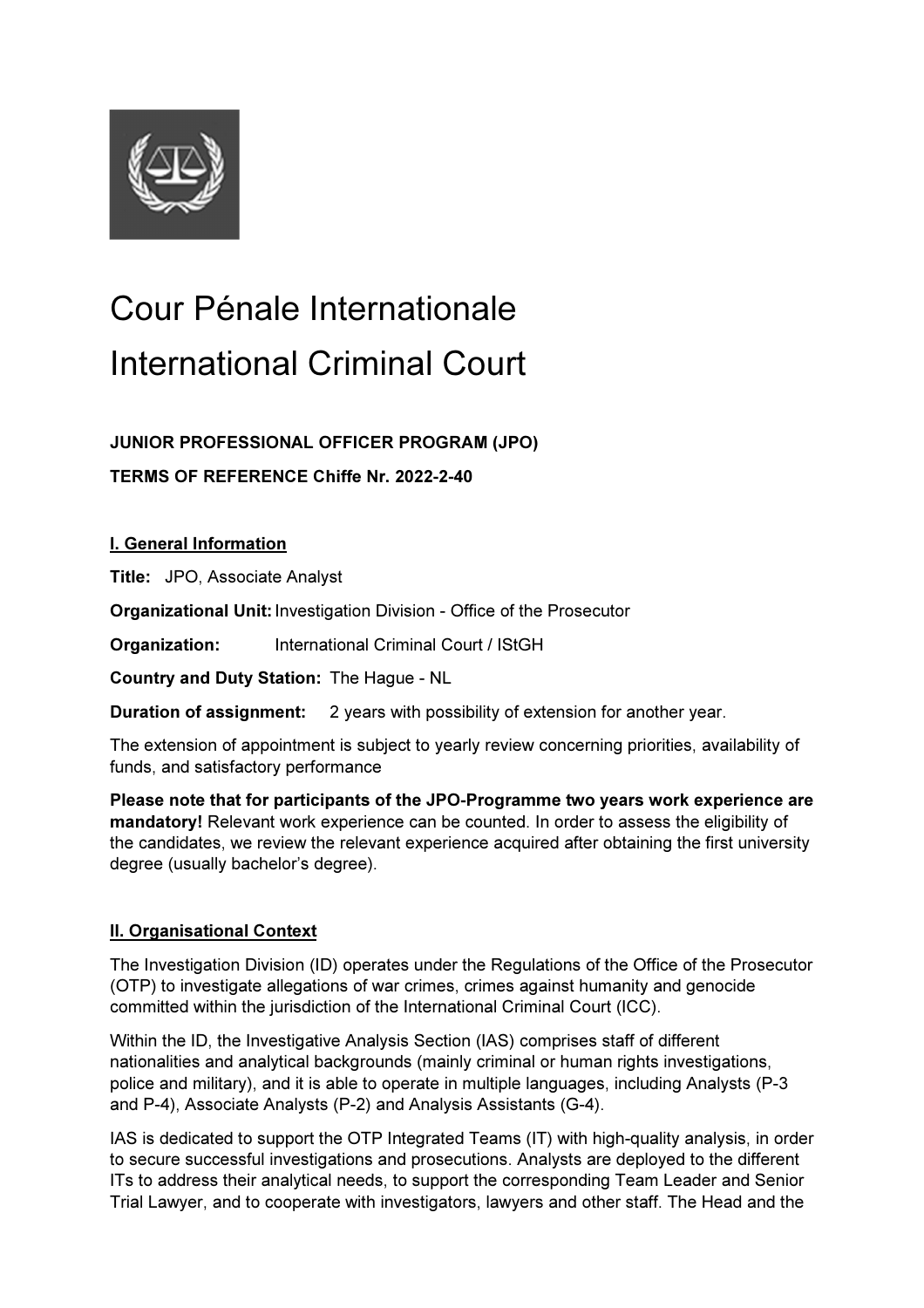# Cour Pénale Internationale

# International Criminal Court

**JUNIOR PROFESSIONAL OFFICER PROGRAM (JPO)**

**TERMS OF REFERENCE Chiffe Nr. 2022-2-40**

## I. General Information

**Title:** JPO, Associate Analyst

**Organizational Unit:** Investigation Division - Office of the Prosecutor

**Organization:** International Criminal Court / IStGH

**Country and Duty Station:** The Hague - NL

**Duration of assignment:** 2 years with possibility of extension for another year.

The extension of appointment is subject to yearly review concerning priorities, availability of funds, and satisfactory performance

**Please note that for participants of the JPO-Programme two years work experience are mandatory!** Relevant work experience can be counted. In order to assess the eligibility of the candidates, we review the relevant experience acquired after obtaining the first university degree (usually bachelor's degree).

## II. Organisational Context

The Investigation Division (ID) operates under the Regulations of the Office of the Prosecutor (OTP) to investigate allegations of war crimes, crimes against humanity and genocide committed within the jurisdiction of the International Criminal Court (ICC).

Within the ID, the Investigative Analysis Section (IAS) comprises staff of different nationalities and analytical backgrounds (mainly criminal or human rights investigations, police and military), and it is able to operate in multiple languages, including Analysts (P-3 and P-4), Associate Analysts (P-2) and Analysis Assistants (G-4).

IAS is dedicated to support the OTP Integrated Teams (IT) with high-quality analysis, in order to secure successful investigations and prosecutions. Analysts are deployed to the different ITs to address their analytical needs, to support the corresponding Team Leader and Senior Trial Lawyer, and to cooperate with investigators, lawyers and other staff. The Head and the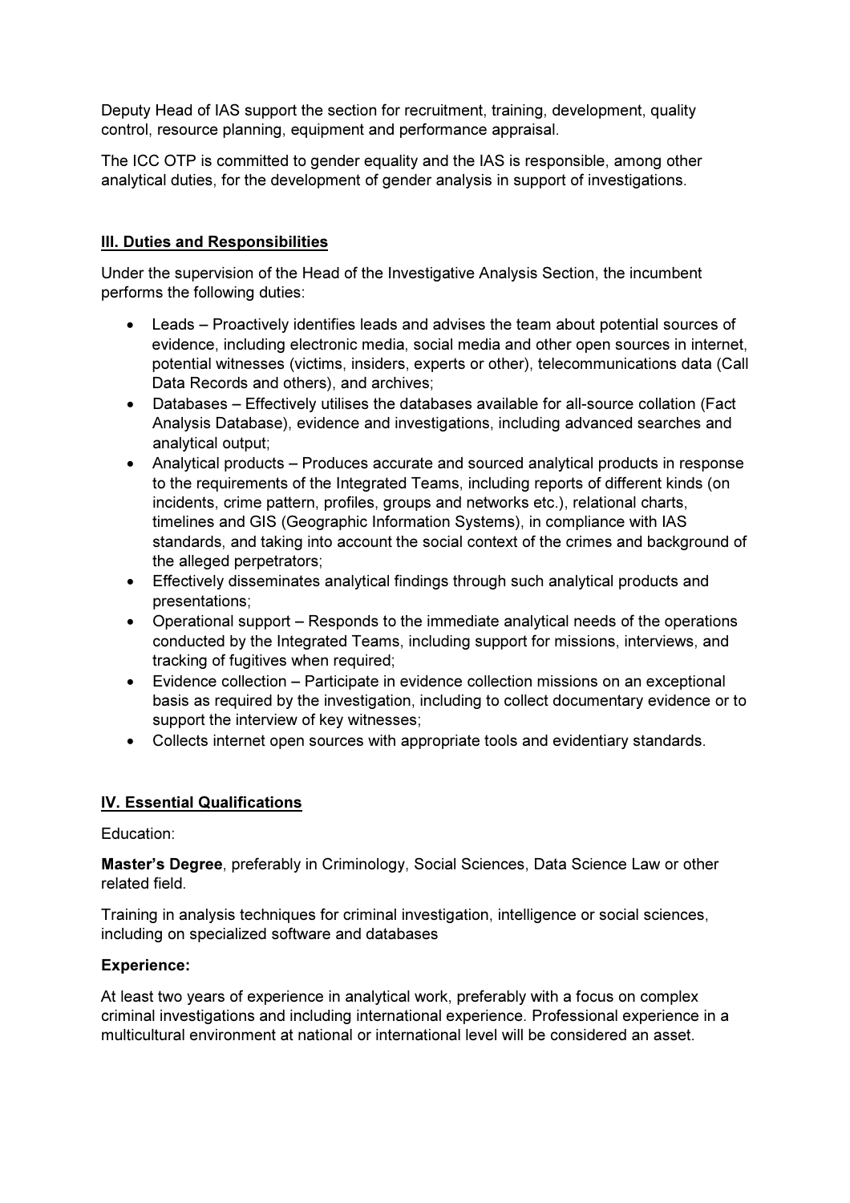Deputy Head of IAS support the section for recruitment, training, development, quality control, resource planning, equipment and performance appraisal.

The ICC OTP is committed to gender equality and the IAS is responsible, among other analytical duties, for the development of gender analysis in support of investigations.

## III. Duties and Responsibilities

Under the supervision of the Head of the Investigative Analysis Section, the incumbent performs the following duties:

- Leads – Proactively identifies leads and advises the team about potential sources of evidence, including electronic media, social media and other open sources in internet, potential witnesses (victims, insiders, experts or other), telecommunications data (Call Data Records and others), and archives;
- Databases – Effectively utilises the databases available for all-source collation (Fact Analysis Database), evidence and investigations, including advanced searches and analytical output;
- Analytical products – Produces accurate and sourced analytical products in response to the requirements of the Integrated Teams, including reports of different kinds (on incidents, crime pattern, profiles, groups and networks etc.), relational charts, timelines and GIS (Geographic Information Systems), in compliance with IAS standards, and taking into account the social context of the crimes and background of the alleged perpetrators;
- Effectively disseminates analytical findings through such analytical products and presentations;
- Operational support – Responds to the immediate analytical needs of the operations conducted by the Integrated Teams, including support for missions, interviews, and tracking of fugitives when required;
- Evidence collection – Participate in evidence collection missions on an exceptional basis as required by the investigation, including to collect documentary evidence or to support the interview of key witnesses;
- Collects internet open sources with appropriate tools and evidentiary standards.

## IV. Essential Qualifications

Education:

**Master's Degree**, preferably in Criminology, Social Sciences, Data Science Law or other related field.

Training in analysis techniques for criminal investigation, intelligence or social sciences, including on specialized software and databases

**Experience:**

At least two years of experience in analytical work, preferably with a focus on complex criminal investigations and including international experience. Professional experience in a multicultural environment at national or international level will be considered an asset.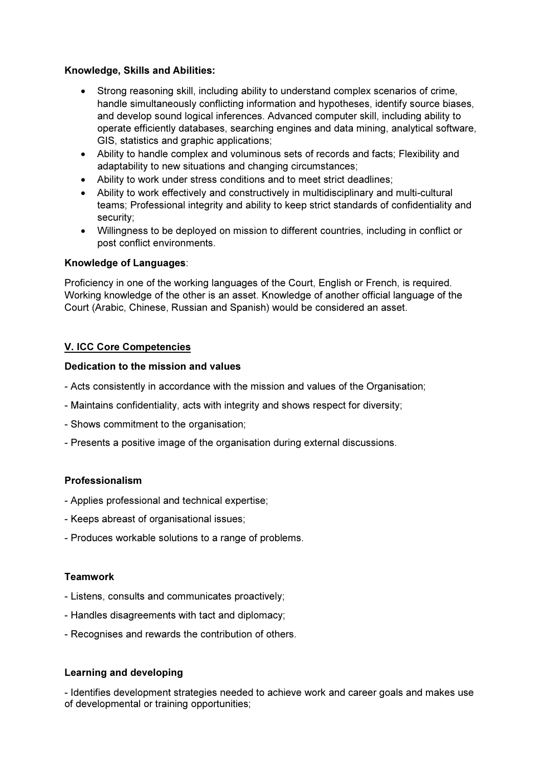**Knowledge, Skills and Abilities:**

- Strong reasoning skill, including ability to understand complex scenarios of crime, handle simultaneously conflicting information and hypotheses, identify source biases, and develop sound logical inferences. Advanced computer skill, including ability to operate efficiently databases, searching engines and data mining, analytical software, GIS, statistics and graphic applications;
- Ability to handle complex and voluminous sets of records and facts; Flexibility and adaptability to new situations and changing circumstances;
- Ability to work under stress conditions and to meet strict deadlines;
- Ability to work effectively and constructively in multidisciplinary and multi-cultural teams; Professional integrity and ability to keep strict standards of confidentiality and security;
- Willingness to be deployed on mission to different countries, including in conflict or post conflict environments.

**Knowledge of Languages**:

Proficiency in one of the working languages of the Court, English or French, is required. Working knowledge of the other is an asset. Knowledge of another official language of the Court (Arabic, Chinese, Russian and Spanish) would be considered an asset.

## V. ICC Core Competencies

**Dedication to the mission and values**

- Acts consistently in accordance with the mission and values of the Organisation;
- Maintains confidentiality, acts with integrity and shows respect for diversity;
- Shows commitment to the organisation;
- Presents a positive image of the organisation during external discussions.

**Professionalism**

- Applies professional and technical expertise;
- Keeps abreast of organisational issues;
- Produces workable solutions to a range of problems.

**Teamwork**

- Listens, consults and communicates proactively;
- Handles disagreements with tact and diplomacy;
- Recognises and rewards the contribution of others.

**Learning and developing**

- Identifies development strategies needed to achieve work and career goals and makes use of developmental or training opportunities;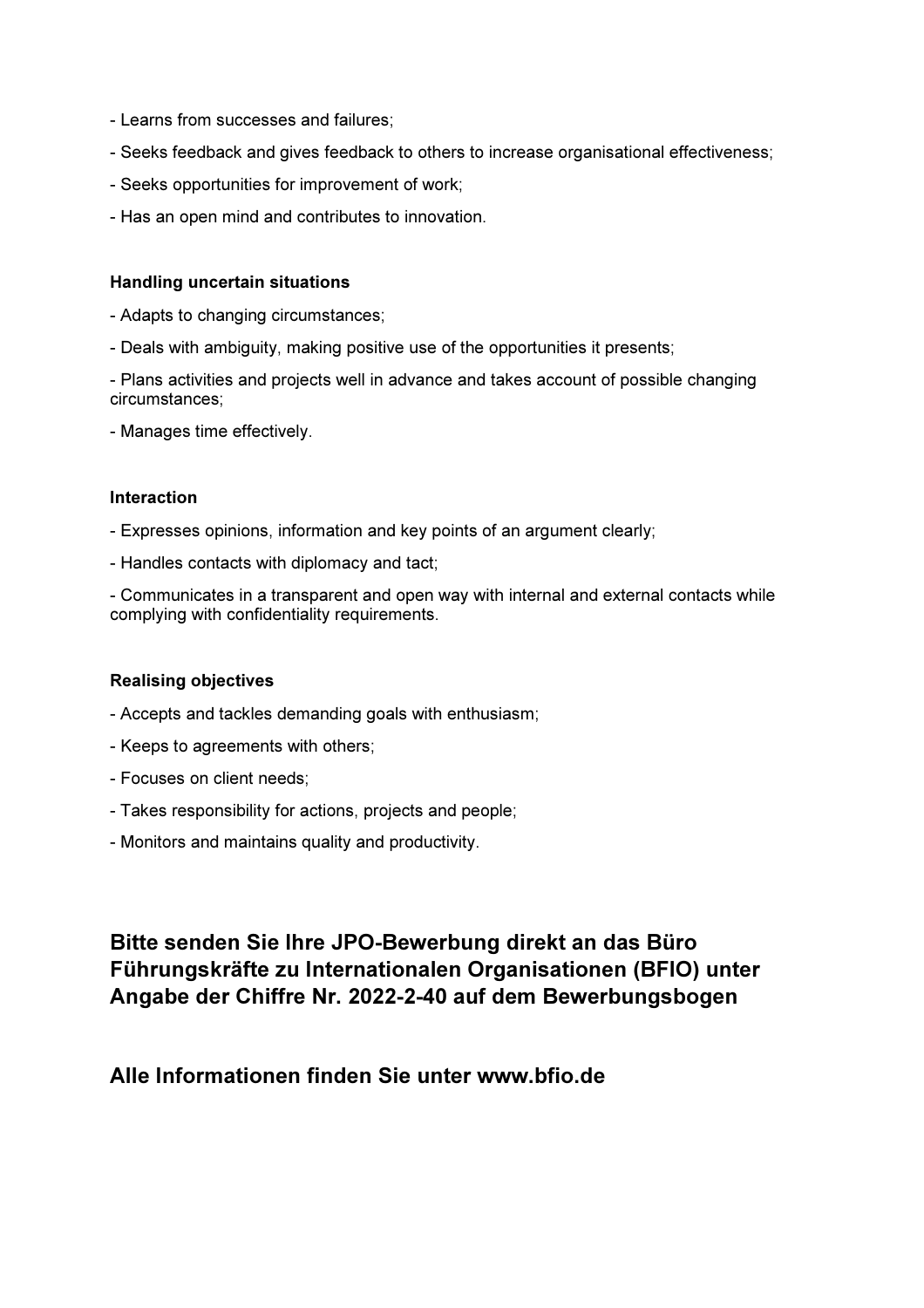- Learns from successes and failures;
- Seeks feedback and gives feedback to others to increase organisational effectiveness;
- Seeks opportunities for improvement of work;
- Has an open mind and contributes to innovation.

**Handling uncertain situations**

- Adapts to changing circumstances;
- Deals with ambiguity, making positive use of the opportunities it presents;
- Plans activities and projects well in advance and takes account of possible changing circumstances;
- Manages time effectively.

**Interaction**

- Expresses opinions, information and key points of an argument clearly;
- Handles contacts with diplomacy and tact;
- Communicates in a transparent and open way with internal and external contacts while complying with confidentiality requirements.

**Realising objectives**

- Accepts and tackles demanding goals with enthusiasm;
- Keeps to agreements with others;
- Focuses on client needs;
- Takes responsibility for actions, projects and people;
- Monitors and maintains quality and productivity.

## Bitte senden Sie Ihre JPO-Bewerbung direkt an das Büro Führungskräfte zu Internationalen Organisationen (BFIO) unter Angabe der Chiffre Nr. 2022-2-40 auf dem Bewerbungsbogen

## Alle Informationen finden Sie unter www.bfio.de